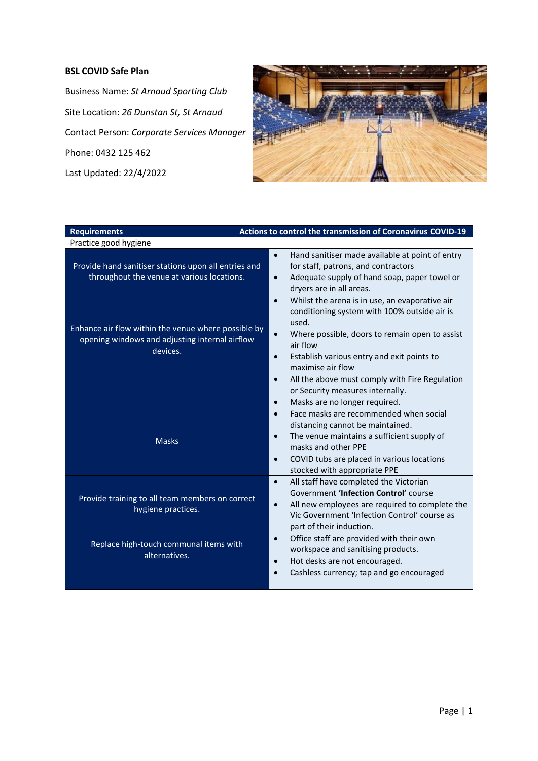**BSL COVID Safe Plan**

Business Name: *St Arnaud Sporting Club*

Site Location: *26 Dunstan St, St Arnaud*

Contact Person: *Corporate Services Manager*

Phone: 0432 125 462

Last Updated: 22/4/2022

| Requirements | Actions to control the transmission of Coronavirus COVID-19 |
|---|---|
| Practice good hygiene | |
| Provide hand sanitiser stations upon all entries and throughout the venue at various locations. | • Hand sanitiser made available at point of entry for staff, patrons, and contractors<br>• Adequate supply of hand soap, paper towel or dryers are in all areas. |
| Enhance air flow within the venue where possible by opening windows and adjusting internal airflow devices. | • Whilst the arena is in use, an evaporative air conditioning system with 100% outside air is used.<br>• Where possible, doors to remain open to assist air flow<br>• Establish various entry and exit points to maximise air flow<br>• All the above must comply with Fire Regulation or Security measures internally. |
| Masks | • Masks are no longer required.<br>• Face masks are recommended when social distancing cannot be maintained.<br>• The venue maintains a sufficient supply of masks and other PPE<br>• COVID tubs are placed in various locations stocked with appropriate PPE |
| Provide training to all team members on correct hygiene practices. | • All staff have completed the Victorian Government **'Infection Control'** course<br>• All new employees are required to complete the Vic Government 'Infection Control' course as part of their induction. |
| Replace high-touch communal items with alternatives. | • Office staff are provided with their own workspace and sanitising products.<br>• Hot desks are not encouraged.<br>• Cashless currency; tap and go encouraged |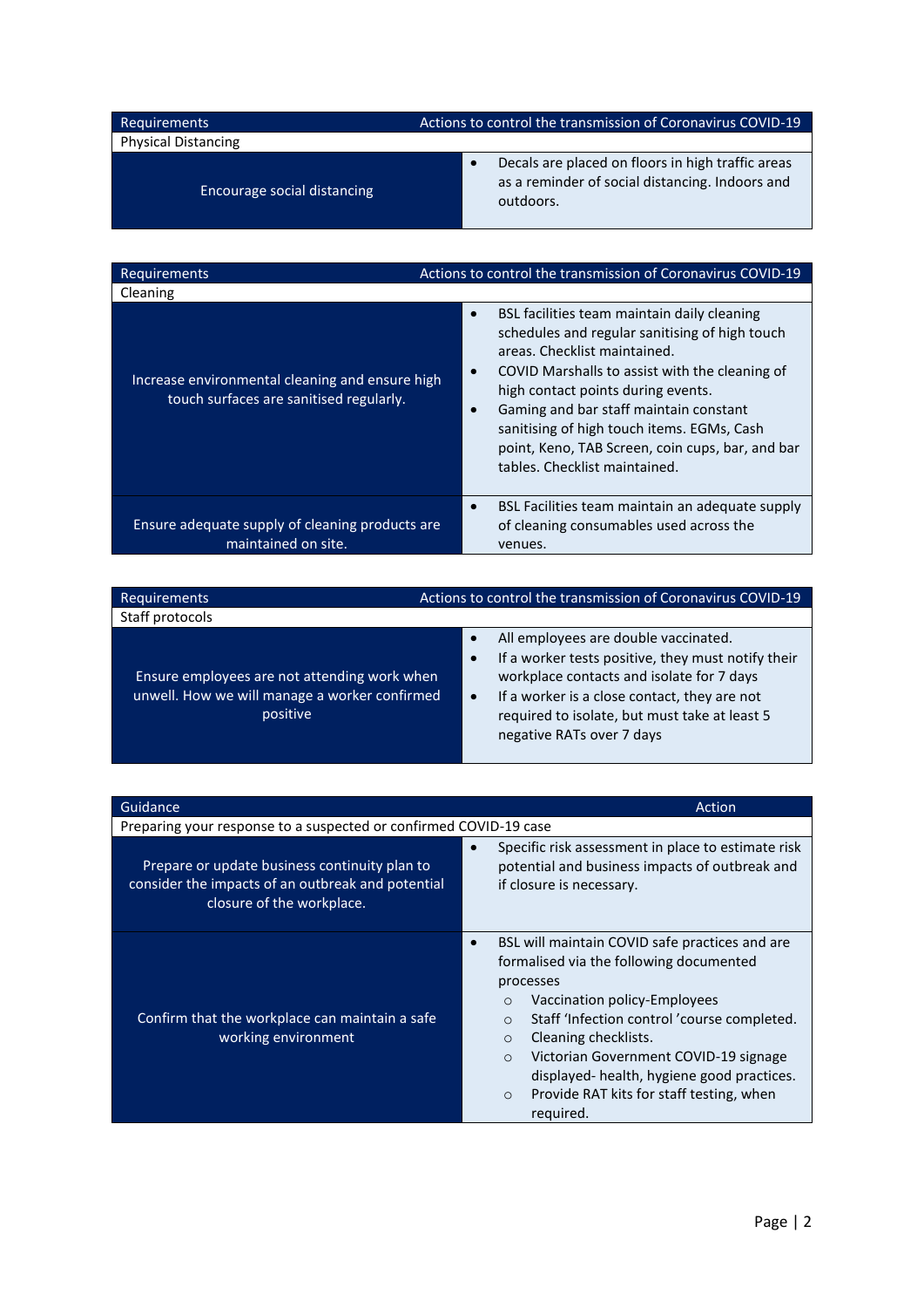| Requirements | Actions to control the transmission of Coronavirus COVID-19 |
|---|---|
| Physical Distancing | |
| Encourage social distancing | • Decals are placed on floors in high traffic areas as a reminder of social distancing. Indoors and outdoors. |

| Requirements | Actions to control the transmission of Coronavirus COVID-19 |
|---|---|
| Cleaning | |
| Increase environmental cleaning and ensure high touch surfaces are sanitised regularly. | • BSL facilities team maintain daily cleaning schedules and regular sanitising of high touch areas. Checklist maintained.<br>• COVID Marshalls to assist with the cleaning of high contact points during events.<br>• Gaming and bar staff maintain constant sanitising of high touch items. EGMs, Cash point, Keno, TAB Screen, coin cups, bar, and bar tables. Checklist maintained. |
| Ensure adequate supply of cleaning products are maintained on site. | • BSL Facilities team maintain an adequate supply of cleaning consumables used across the venues. |

| Requirements | Actions to control the transmission of Coronavirus COVID-19 |
|---|---|
| Staff protocols | |
| Ensure employees are not attending work when unwell. How we will manage a worker confirmed positive | • All employees are double vaccinated.<br>• If a worker tests positive, they must notify their workplace contacts and isolate for 7 days<br>• If a worker is a close contact, they are not required to isolate, but must take at least 5 negative RATs over 7 days |

| Guidance | Action |
|---|---|
| Preparing your response to a suspected or confirmed COVID-19 case | |
| Prepare or update business continuity plan to consider the impacts of an outbreak and potential closure of the workplace. | • Specific risk assessment in place to estimate risk potential and business impacts of outbreak and if closure is necessary. |
| Confirm that the workplace can maintain a safe working environment | • BSL will maintain COVID safe practices and are formalised via the following documented processes<br>  ○ Vaccination policy-Employees<br>  ○ Staff 'Infection control 'course completed.<br>  ○ Cleaning checklists.<br>  ○ Victorian Government COVID-19 signage displayed- health, hygiene good practices.<br>  ○ Provide RAT kits for staff testing, when required. |